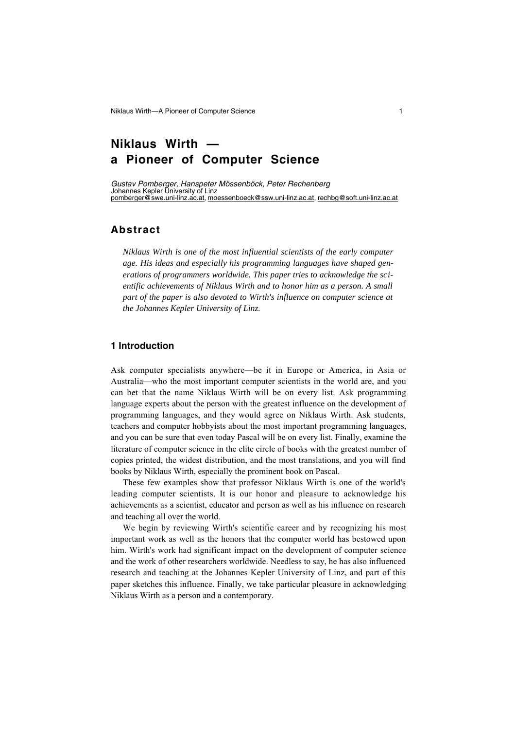# Niklaus Wirth — a Pioneer of Computer Science

*Gustav Pomberger, Hanspeter Mössenböck, Peter Rechenberg*
Johannes Kepler University of Linz
pomberger@swe.uni-linz.ac.at, moessenboeck@ssw.uni-linz.ac.at, rechbg@soft.uni-linz.ac.at

## Abstract

*Niklaus Wirth is one of the most influential scientists of the early computer age. His ideas and especially his programming languages have shaped generations of programmers worldwide. This paper tries to acknowledge the scientific achievements of Niklaus Wirth and to honor him as a person. A small part of the paper is also devoted to Wirth's influence on computer science at the Johannes Kepler University of Linz.*

### 1 Introduction

Ask computer specialists anywhere—be it in Europe or America, in Asia or Australia—who the most important computer scientists in the world are, and you can bet that the name Niklaus Wirth will be on every list. Ask programming language experts about the person with the greatest influence on the development of programming languages, and they would agree on Niklaus Wirth. Ask students, teachers and computer hobbyists about the most important programming languages, and you can be sure that even today Pascal will be on every list. Finally, examine the literature of computer science in the elite circle of books with the greatest number of copies printed, the widest distribution, and the most translations, and you will find books by Niklaus Wirth, especially the prominent book on Pascal.

These few examples show that professor Niklaus Wirth is one of the world's leading computer scientists. It is our honor and pleasure to acknowledge his achievements as a scientist, educator and person as well as his influence on research and teaching all over the world.

We begin by reviewing Wirth's scientific career and by recognizing his most important work as well as the honors that the computer world has bestowed upon him. Wirth's work had significant impact on the development of computer science and the work of other researchers worldwide. Needless to say, he has also influenced research and teaching at the Johannes Kepler University of Linz, and part of this paper sketches this influence. Finally, we take particular pleasure in acknowledging Niklaus Wirth as a person and a contemporary.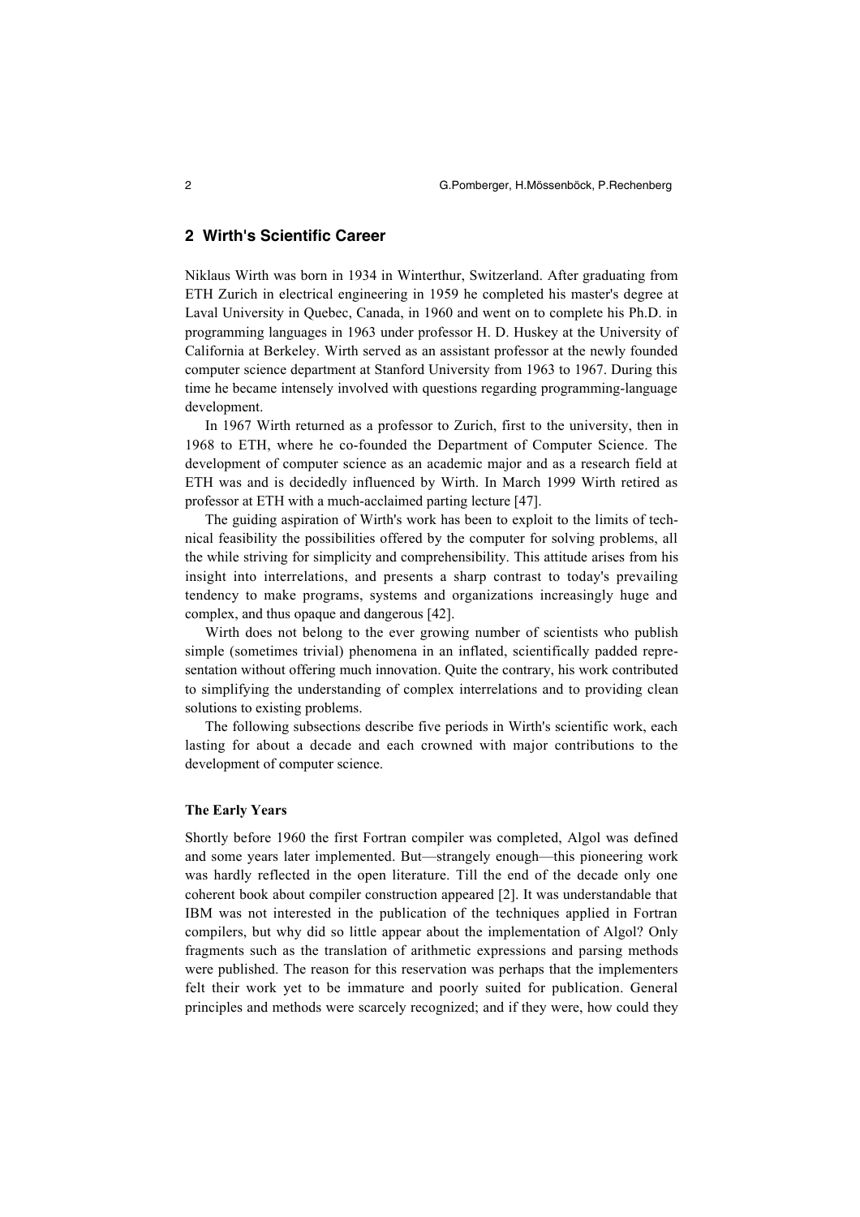## 2 Wirth's Scientific Career

Niklaus Wirth was born in 1934 in Winterthur, Switzerland. After graduating from ETH Zurich in electrical engineering in 1959 he completed his master's degree at Laval University in Quebec, Canada, in 1960 and went on to complete his Ph.D. in programming languages in 1963 under professor H. D. Huskey at the University of California at Berkeley. Wirth served as an assistant professor at the newly founded computer science department at Stanford University from 1963 to 1967. During this time he became intensely involved with questions regarding programming-language development.

In 1967 Wirth returned as a professor to Zurich, first to the university, then in 1968 to ETH, where he co-founded the Department of Computer Science. The development of computer science as an academic major and as a research field at ETH was and is decidedly influenced by Wirth. In March 1999 Wirth retired as professor at ETH with a much-acclaimed parting lecture [47].

The guiding aspiration of Wirth's work has been to exploit to the limits of technical feasibility the possibilities offered by the computer for solving problems, all the while striving for simplicity and comprehensibility. This attitude arises from his insight into interrelations, and presents a sharp contrast to today's prevailing tendency to make programs, systems and organizations increasingly huge and complex, and thus opaque and dangerous [42].

Wirth does not belong to the ever growing number of scientists who publish simple (sometimes trivial) phenomena in an inflated, scientifically padded representation without offering much innovation. Quite the contrary, his work contributed to simplifying the understanding of complex interrelations and to providing clean solutions to existing problems.

The following subsections describe five periods in Wirth's scientific work, each lasting for about a decade and each crowned with major contributions to the development of computer science.

#### The Early Years

Shortly before 1960 the first Fortran compiler was completed, Algol was defined and some years later implemented. But—strangely enough—this pioneering work was hardly reflected in the open literature. Till the end of the decade only one coherent book about compiler construction appeared [2]. It was understandable that IBM was not interested in the publication of the techniques applied in Fortran compilers, but why did so little appear about the implementation of Algol? Only fragments such as the translation of arithmetic expressions and parsing methods were published. The reason for this reservation was perhaps that the implementers felt their work yet to be immature and poorly suited for publication. General principles and methods were scarcely recognized; and if they were, how could they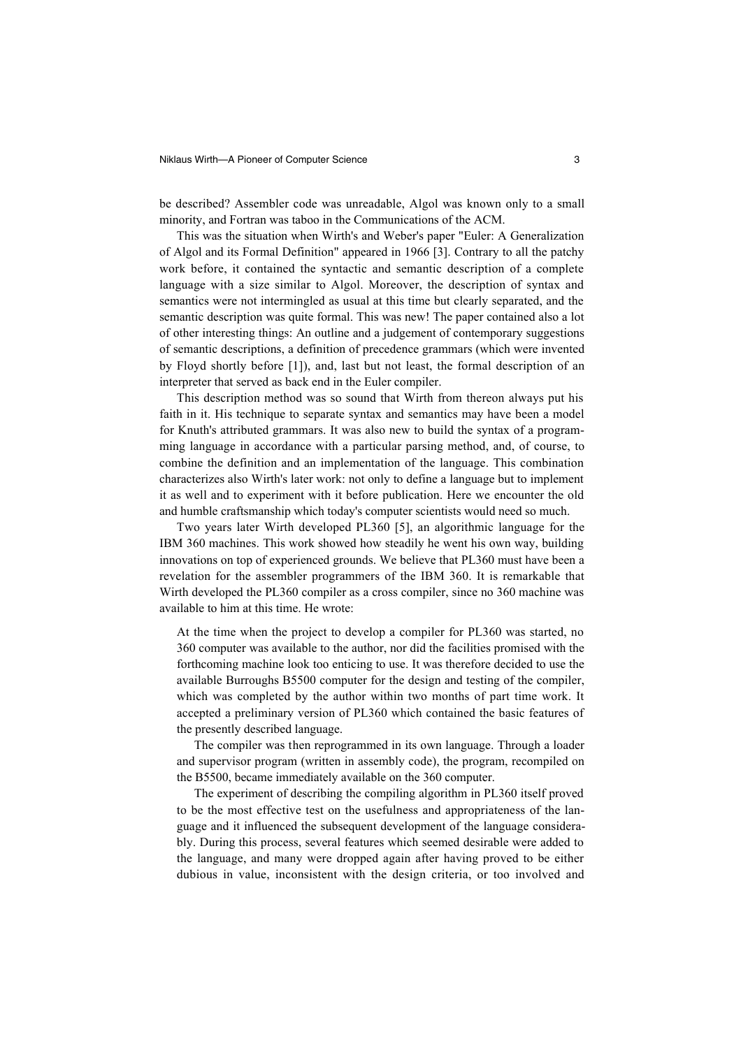be described? Assembler code was unreadable, Algol was known only to a small minority, and Fortran was taboo in the Communications of the ACM.

This was the situation when Wirth's and Weber's paper "Euler: A Generalization of Algol and its Formal Definition" appeared in 1966 [3]. Contrary to all the patchy work before, it contained the syntactic and semantic description of a complete language with a size similar to Algol. Moreover, the description of syntax and semantics were not intermingled as usual at this time but clearly separated, and the semantic description was quite formal. This was new! The paper contained also a lot of other interesting things: An outline and a judgement of contemporary suggestions of semantic descriptions, a definition of precedence grammars (which were invented by Floyd shortly before [1]), and, last but not least, the formal description of an interpreter that served as back end in the Euler compiler.

This description method was so sound that Wirth from thereon always put his faith in it. His technique to separate syntax and semantics may have been a model for Knuth's attributed grammars. It was also new to build the syntax of a programming language in accordance with a particular parsing method, and, of course, to combine the definition and an implementation of the language. This combination characterizes also Wirth's later work: not only to define a language but to implement it as well and to experiment with it before publication. Here we encounter the old and humble craftsmanship which today's computer scientists would need so much.

Two years later Wirth developed PL360 [5], an algorithmic language for the IBM 360 machines. This work showed how steadily he went his own way, building innovations on top of experienced grounds. We believe that PL360 must have been a revelation for the assembler programmers of the IBM 360. It is remarkable that Wirth developed the PL360 compiler as a cross compiler, since no 360 machine was available to him at this time. He wrote:

> At the time when the project to develop a compiler for PL360 was started, no 360 computer was available to the author, nor did the facilities promised with the forthcoming machine look too enticing to use. It was therefore decided to use the available Burroughs B5500 computer for the design and testing of the compiler, which was completed by the author within two months of part time work. It accepted a preliminary version of PL360 which contained the basic features of the presently described language.
>
> The compiler was then reprogrammed in its own language. Through a loader and supervisor program (written in assembly code), the program, recompiled on the B5500, became immediately available on the 360 computer.
>
> The experiment of describing the compiling algorithm in PL360 itself proved to be the most effective test on the usefulness and appropriateness of the language and it influenced the subsequent development of the language considerably. During this process, several features which seemed desirable were added to the language, and many were dropped again after having proved to be either dubious in value, inconsistent with the design criteria, or too involved and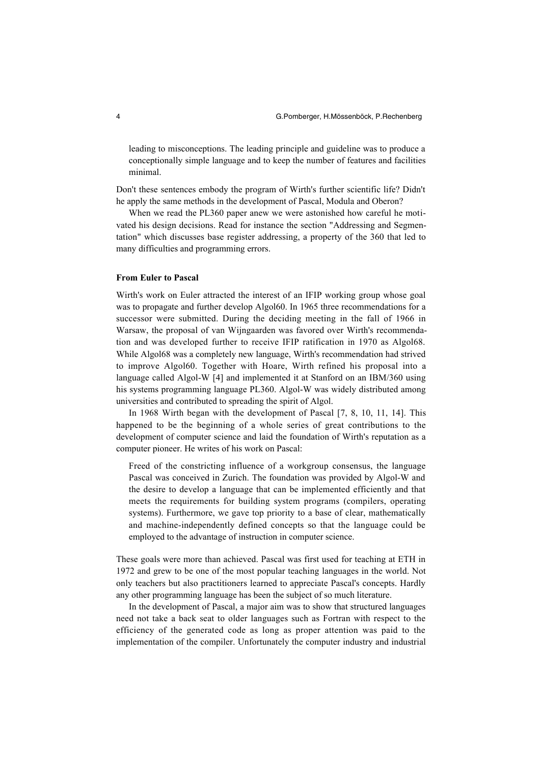> leading to misconceptions. The leading principle and guideline was to produce a conceptionally simple language and to keep the number of features and facilities minimal.

Don't these sentences embody the program of Wirth's further scientific life? Didn't he apply the same methods in the development of Pascal, Modula and Oberon?

When we read the PL360 paper anew we were astonished how careful he motivated his design decisions. Read for instance the section "Addressing and Segmentation" which discusses base register addressing, a property of the 360 that led to many difficulties and programming errors.

**From Euler to Pascal**

Wirth's work on Euler attracted the interest of an IFIP working group whose goal was to propagate and further develop Algol60. In 1965 three recommendations for a successor were submitted. During the deciding meeting in the fall of 1966 in Warsaw, the proposal of van Wijngaarden was favored over Wirth's recommendation and was developed further to receive IFIP ratification in 1970 as Algol68. While Algol68 was a completely new language, Wirth's recommendation had strived to improve Algol60. Together with Hoare, Wirth refined his proposal into a language called Algol-W [4] and implemented it at Stanford on an IBM/360 using his systems programming language PL360. Algol-W was widely distributed among universities and contributed to spreading the spirit of Algol.

In 1968 Wirth began with the development of Pascal [7, 8, 10, 11, 14]. This happened to be the beginning of a whole series of great contributions to the development of computer science and laid the foundation of Wirth's reputation as a computer pioneer. He writes of his work on Pascal:

> Freed of the constricting influence of a workgroup consensus, the language Pascal was conceived in Zurich. The foundation was provided by Algol-W and the desire to develop a language that can be implemented efficiently and that meets the requirements for building system programs (compilers, operating systems). Furthermore, we gave top priority to a base of clear, mathematically and machine-independently defined concepts so that the language could be employed to the advantage of instruction in computer science.

These goals were more than achieved. Pascal was first used for teaching at ETH in 1972 and grew to be one of the most popular teaching languages in the world. Not only teachers but also practitioners learned to appreciate Pascal's concepts. Hardly any other programming language has been the subject of so much literature.

In the development of Pascal, a major aim was to show that structured languages need not take a back seat to older languages such as Fortran with respect to the efficiency of the generated code as long as proper attention was paid to the implementation of the compiler. Unfortunately the computer industry and industrial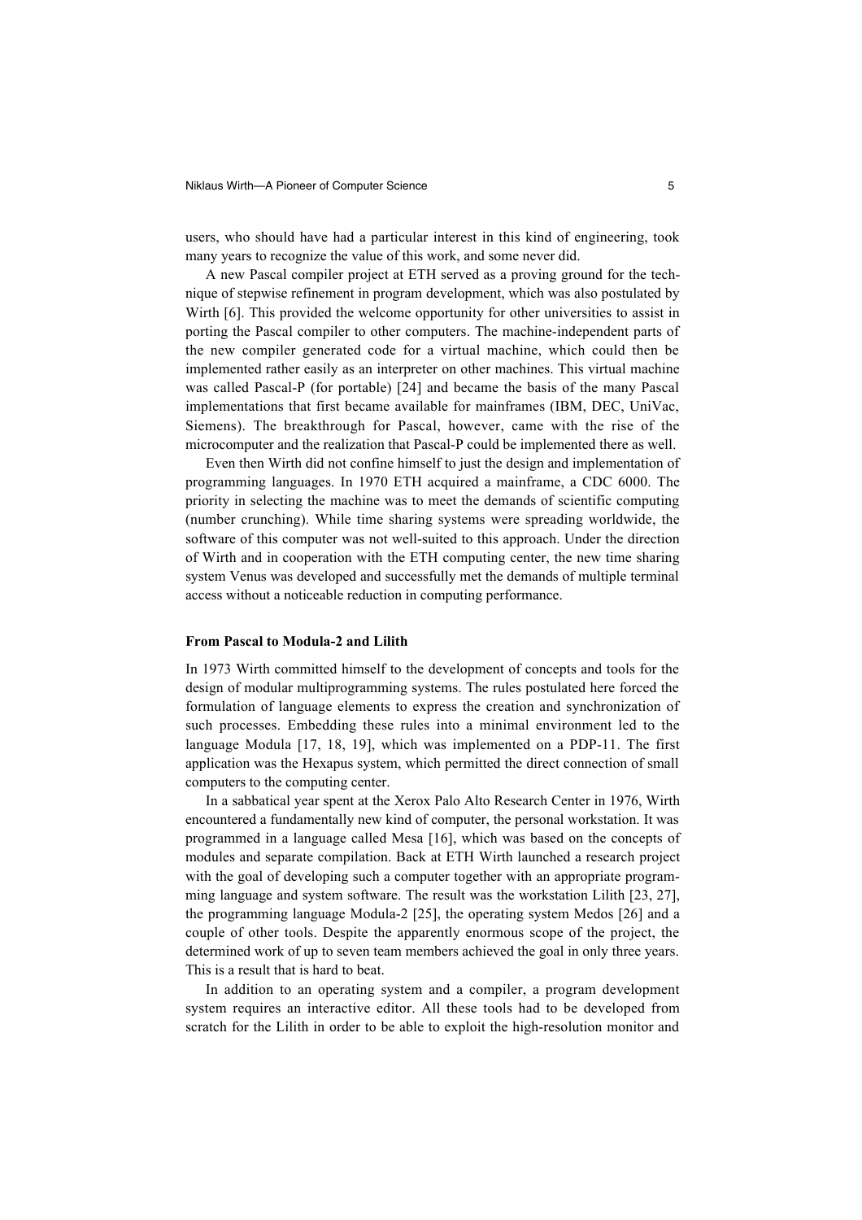users, who should have had a particular interest in this kind of engineering, took many years to recognize the value of this work, and some never did.

A new Pascal compiler project at ETH served as a proving ground for the technique of stepwise refinement in program development, which was also postulated by Wirth [6]. This provided the welcome opportunity for other universities to assist in porting the Pascal compiler to other computers. The machine-independent parts of the new compiler generated code for a virtual machine, which could then be implemented rather easily as an interpreter on other machines. This virtual machine was called Pascal-P (for portable) [24] and became the basis of the many Pascal implementations that first became available for mainframes (IBM, DEC, UniVac, Siemens). The breakthrough for Pascal, however, came with the rise of the microcomputer and the realization that Pascal-P could be implemented there as well.

Even then Wirth did not confine himself to just the design and implementation of programming languages. In 1970 ETH acquired a mainframe, a CDC 6000. The priority in selecting the machine was to meet the demands of scientific computing (number crunching). While time sharing systems were spreading worldwide, the software of this computer was not well-suited to this approach. Under the direction of Wirth and in cooperation with the ETH computing center, the new time sharing system Venus was developed and successfully met the demands of multiple terminal access without a noticeable reduction in computing performance.

### From Pascal to Modula-2 and Lilith

In 1973 Wirth committed himself to the development of concepts and tools for the design of modular multiprogramming systems. The rules postulated here forced the formulation of language elements to express the creation and synchronization of such processes. Embedding these rules into a minimal environment led to the language Modula [17, 18, 19], which was implemented on a PDP-11. The first application was the Hexapus system, which permitted the direct connection of small computers to the computing center.

In a sabbatical year spent at the Xerox Palo Alto Research Center in 1976, Wirth encountered a fundamentally new kind of computer, the personal workstation. It was programmed in a language called Mesa [16], which was based on the concepts of modules and separate compilation. Back at ETH Wirth launched a research project with the goal of developing such a computer together with an appropriate programming language and system software. The result was the workstation Lilith [23, 27], the programming language Modula-2 [25], the operating system Medos [26] and a couple of other tools. Despite the apparently enormous scope of the project, the determined work of up to seven team members achieved the goal in only three years. This is a result that is hard to beat.

In addition to an operating system and a compiler, a program development system requires an interactive editor. All these tools had to be developed from scratch for the Lilith in order to be able to exploit the high-resolution monitor and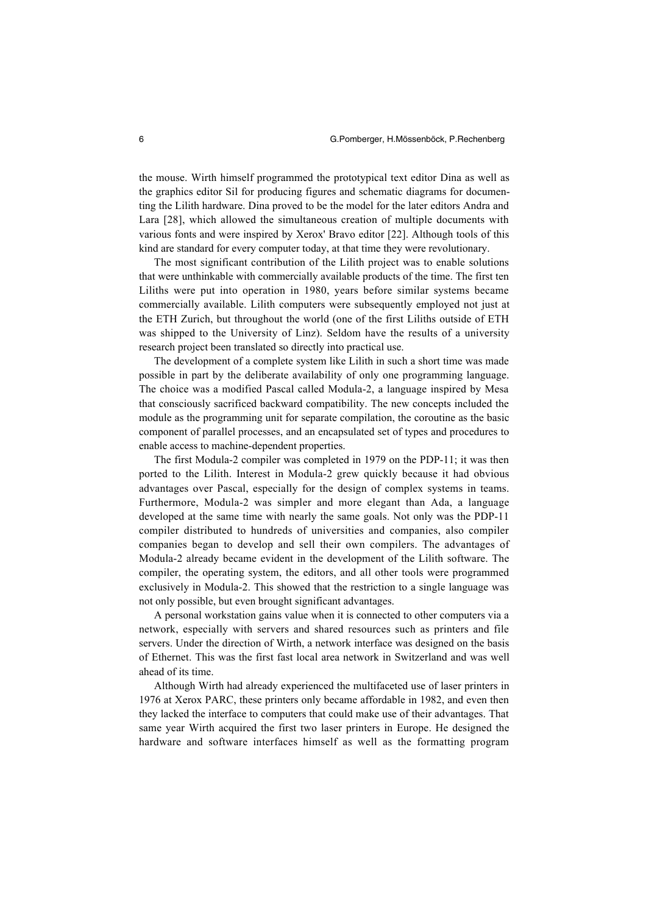the mouse. Wirth himself programmed the prototypical text editor Dina as well as the graphics editor Sil for producing figures and schematic diagrams for documenting the Lilith hardware. Dina proved to be the model for the later editors Andra and Lara [28], which allowed the simultaneous creation of multiple documents with various fonts and were inspired by Xerox' Bravo editor [22]. Although tools of this kind are standard for every computer today, at that time they were revolutionary.

The most significant contribution of the Lilith project was to enable solutions that were unthinkable with commercially available products of the time. The first ten Liliths were put into operation in 1980, years before similar systems became commercially available. Lilith computers were subsequently employed not just at the ETH Zurich, but throughout the world (one of the first Liliths outside of ETH was shipped to the University of Linz). Seldom have the results of a university research project been translated so directly into practical use.

The development of a complete system like Lilith in such a short time was made possible in part by the deliberate availability of only one programming language. The choice was a modified Pascal called Modula-2, a language inspired by Mesa that consciously sacrificed backward compatibility. The new concepts included the module as the programming unit for separate compilation, the coroutine as the basic component of parallel processes, and an encapsulated set of types and procedures to enable access to machine-dependent properties.

The first Modula-2 compiler was completed in 1979 on the PDP-11; it was then ported to the Lilith. Interest in Modula-2 grew quickly because it had obvious advantages over Pascal, especially for the design of complex systems in teams. Furthermore, Modula-2 was simpler and more elegant than Ada, a language developed at the same time with nearly the same goals. Not only was the PDP-11 compiler distributed to hundreds of universities and companies, also compiler companies began to develop and sell their own compilers. The advantages of Modula-2 already became evident in the development of the Lilith software. The compiler, the operating system, the editors, and all other tools were programmed exclusively in Modula-2. This showed that the restriction to a single language was not only possible, but even brought significant advantages.

A personal workstation gains value when it is connected to other computers via a network, especially with servers and shared resources such as printers and file servers. Under the direction of Wirth, a network interface was designed on the basis of Ethernet. This was the first fast local area network in Switzerland and was well ahead of its time.

Although Wirth had already experienced the multifaceted use of laser printers in 1976 at Xerox PARC, these printers only became affordable in 1982, and even then they lacked the interface to computers that could make use of their advantages. That same year Wirth acquired the first two laser printers in Europe. He designed the hardware and software interfaces himself as well as the formatting program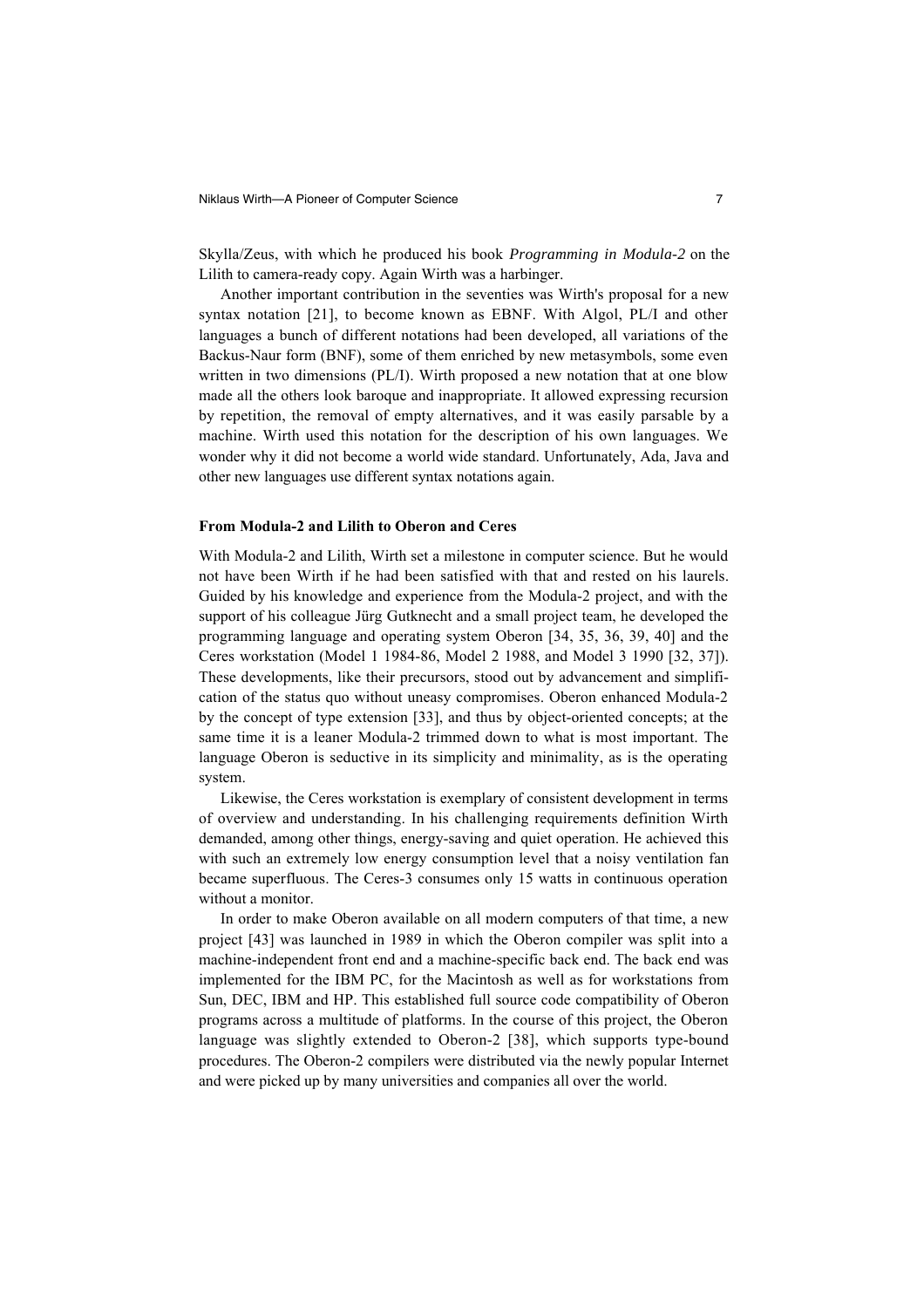Skylla/Zeus, with which he produced his book *Programming in Modula-2* on the Lilith to camera-ready copy. Again Wirth was a harbinger.

Another important contribution in the seventies was Wirth's proposal for a new syntax notation [21], to become known as EBNF. With Algol, PL/I and other languages a bunch of different notations had been developed, all variations of the Backus-Naur form (BNF), some of them enriched by new metasymbols, some even written in two dimensions (PL/I). Wirth proposed a new notation that at one blow made all the others look baroque and inappropriate. It allowed expressing recursion by repetition, the removal of empty alternatives, and it was easily parsable by a machine. Wirth used this notation for the description of his own languages. We wonder why it did not become a world wide standard. Unfortunately, Ada, Java and other new languages use different syntax notations again.

**From Modula-2 and Lilith to Oberon and Ceres**

With Modula-2 and Lilith, Wirth set a milestone in computer science. But he would not have been Wirth if he had been satisfied with that and rested on his laurels. Guided by his knowledge and experience from the Modula-2 project, and with the support of his colleague Jürg Gutknecht and a small project team, he developed the programming language and operating system Oberon [34, 35, 36, 39, 40] and the Ceres workstation (Model 1 1984-86, Model 2 1988, and Model 3 1990 [32, 37]). These developments, like their precursors, stood out by advancement and simplification of the status quo without uneasy compromises. Oberon enhanced Modula-2 by the concept of type extension [33], and thus by object-oriented concepts; at the same time it is a leaner Modula-2 trimmed down to what is most important. The language Oberon is seductive in its simplicity and minimality, as is the operating system.

Likewise, the Ceres workstation is exemplary of consistent development in terms of overview and understanding. In his challenging requirements definition Wirth demanded, among other things, energy-saving and quiet operation. He achieved this with such an extremely low energy consumption level that a noisy ventilation fan became superfluous. The Ceres-3 consumes only 15 watts in continuous operation without a monitor.

In order to make Oberon available on all modern computers of that time, a new project [43] was launched in 1989 in which the Oberon compiler was split into a machine-independent front end and a machine-specific back end. The back end was implemented for the IBM PC, for the Macintosh as well as for workstations from Sun, DEC, IBM and HP. This established full source code compatibility of Oberon programs across a multitude of platforms. In the course of this project, the Oberon language was slightly extended to Oberon-2 [38], which supports type-bound procedures. The Oberon-2 compilers were distributed via the newly popular Internet and were picked up by many universities and companies all over the world.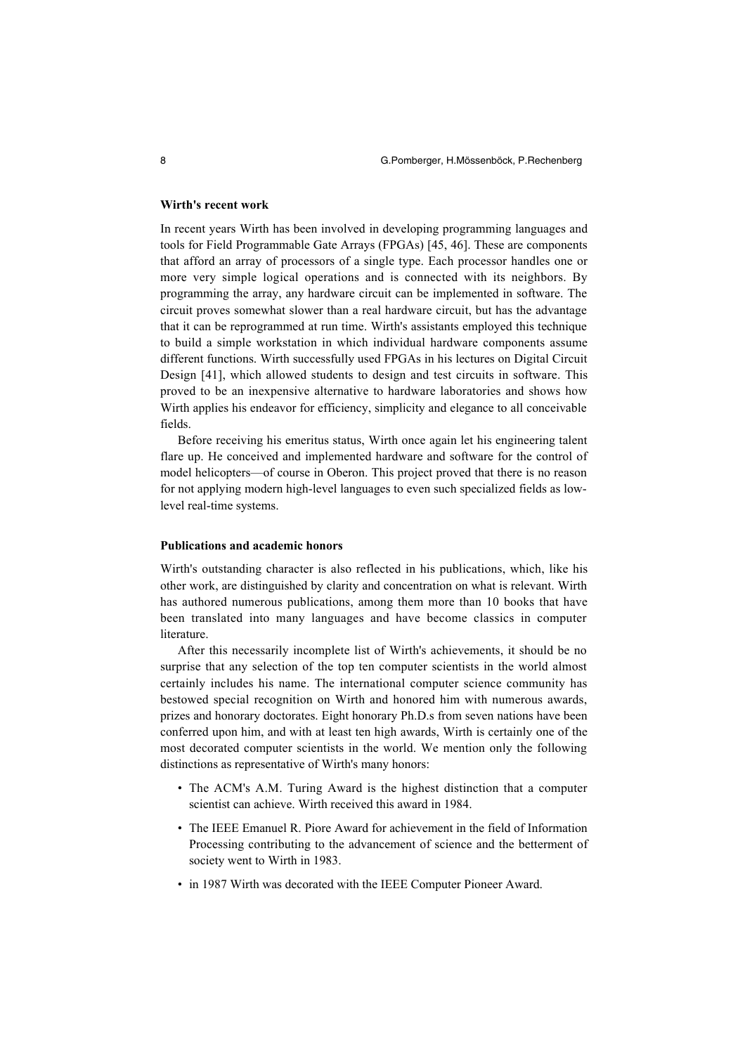#### Wirth's recent work

In recent years Wirth has been involved in developing programming languages and tools for Field Programmable Gate Arrays (FPGAs) [45, 46]. These are components that afford an array of processors of a single type. Each processor handles one or more very simple logical operations and is connected with its neighbors. By programming the array, any hardware circuit can be implemented in software. The circuit proves somewhat slower than a real hardware circuit, but has the advantage that it can be reprogrammed at run time. Wirth's assistants employed this technique to build a simple workstation in which individual hardware components assume different functions. Wirth successfully used FPGAs in his lectures on Digital Circuit Design [41], which allowed students to design and test circuits in software. This proved to be an inexpensive alternative to hardware laboratories and shows how Wirth applies his endeavor for efficiency, simplicity and elegance to all conceivable fields.

Before receiving his emeritus status, Wirth once again let his engineering talent flare up. He conceived and implemented hardware and software for the control of model helicopters—of course in Oberon. This project proved that there is no reason for not applying modern high-level languages to even such specialized fields as low-level real-time systems.

#### Publications and academic honors

Wirth's outstanding character is also reflected in his publications, which, like his other work, are distinguished by clarity and concentration on what is relevant. Wirth has authored numerous publications, among them more than 10 books that have been translated into many languages and have become classics in computer literature.

After this necessarily incomplete list of Wirth's achievements, it should be no surprise that any selection of the top ten computer scientists in the world almost certainly includes his name. The international computer science community has bestowed special recognition on Wirth and honored him with numerous awards, prizes and honorary doctorates. Eight honorary Ph.D.s from seven nations have been conferred upon him, and with at least ten high awards, Wirth is certainly one of the most decorated computer scientists in the world. We mention only the following distinctions as representative of Wirth's many honors:

- The ACM's A.M. Turing Award is the highest distinction that a computer scientist can achieve. Wirth received this award in 1984.
- The IEEE Emanuel R. Piore Award for achievement in the field of Information Processing contributing to the advancement of science and the betterment of society went to Wirth in 1983.
- in 1987 Wirth was decorated with the IEEE Computer Pioneer Award.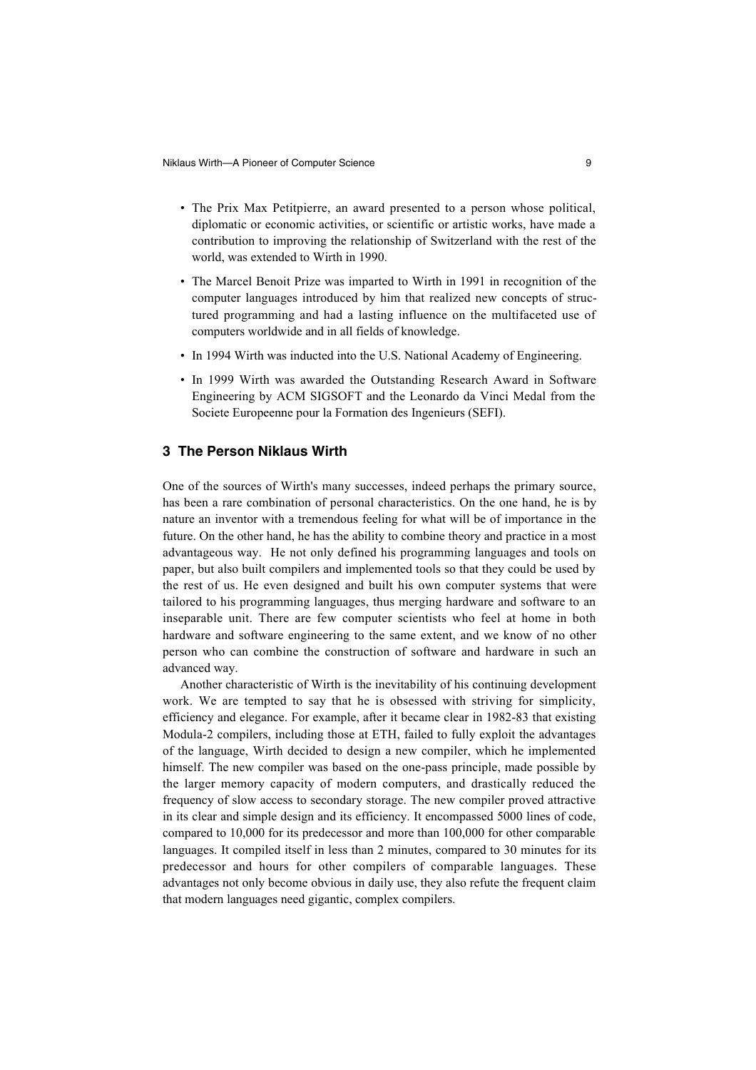- The Prix Max Petitpierre, an award presented to a person whose political, diplomatic or economic activities, or scientific or artistic works, have made a contribution to improving the relationship of Switzerland with the rest of the world, was extended to Wirth in 1990.
- The Marcel Benoit Prize was imparted to Wirth in 1991 in recognition of the computer languages introduced by him that realized new concepts of structured programming and had a lasting influence on the multifaceted use of computers worldwide and in all fields of knowledge.
- In 1994 Wirth was inducted into the U.S. National Academy of Engineering.
- In 1999 Wirth was awarded the Outstanding Research Award in Software Engineering by ACM SIGSOFT and the Leonardo da Vinci Medal from the Societe Europeenne pour la Formation des Ingenieurs (SEFI).

## 3 The Person Niklaus Wirth

One of the sources of Wirth's many successes, indeed perhaps the primary source, has been a rare combination of personal characteristics. On the one hand, he is by nature an inventor with a tremendous feeling for what will be of importance in the future. On the other hand, he has the ability to combine theory and practice in a most advantageous way. He not only defined his programming languages and tools on paper, but also built compilers and implemented tools so that they could be used by the rest of us. He even designed and built his own computer systems that were tailored to his programming languages, thus merging hardware and software to an inseparable unit. There are few computer scientists who feel at home in both hardware and software engineering to the same extent, and we know of no other person who can combine the construction of software and hardware in such an advanced way.

Another characteristic of Wirth is the inevitability of his continuing development work. We are tempted to say that he is obsessed with striving for simplicity, efficiency and elegance. For example, after it became clear in 1982-83 that existing Modula-2 compilers, including those at ETH, failed to fully exploit the advantages of the language, Wirth decided to design a new compiler, which he implemented himself. The new compiler was based on the one-pass principle, made possible by the larger memory capacity of modern computers, and drastically reduced the frequency of slow access to secondary storage. The new compiler proved attractive in its clear and simple design and its efficiency. It encompassed 5000 lines of code, compared to 10,000 for its predecessor and more than 100,000 for other comparable languages. It compiled itself in less than 2 minutes, compared to 30 minutes for its predecessor and hours for other compilers of comparable languages. These advantages not only become obvious in daily use, they also refute the frequent claim that modern languages need gigantic, complex compilers.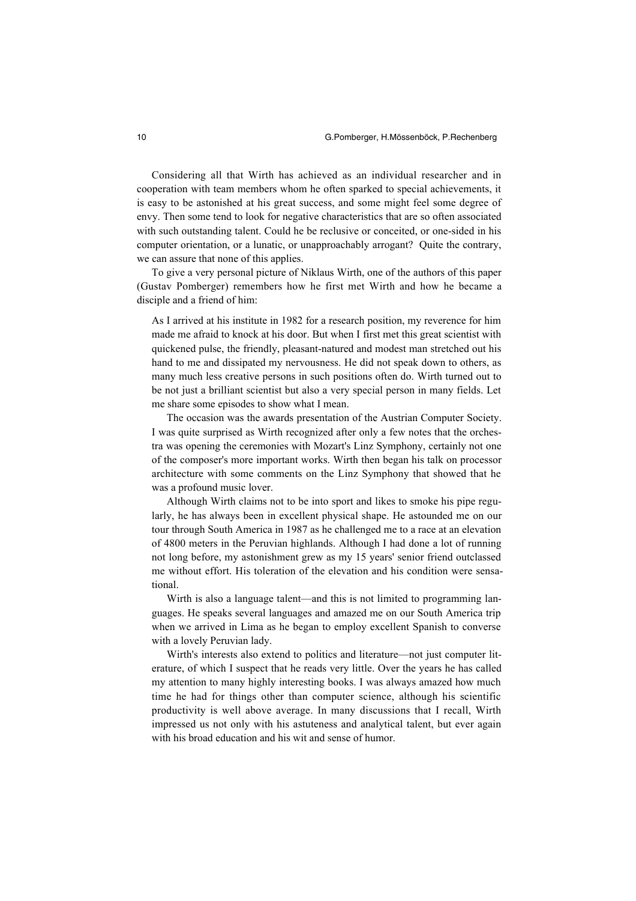Considering all that Wirth has achieved as an individual researcher and in cooperation with team members whom he often sparked to special achievements, it is easy to be astonished at his great success, and some might feel some degree of envy. Then some tend to look for negative characteristics that are so often associated with such outstanding talent. Could he be reclusive or conceited, or one-sided in his computer orientation, or a lunatic, or unapproachably arrogant? Quite the contrary, we can assure that none of this applies.

To give a very personal picture of Niklaus Wirth, one of the authors of this paper (Gustav Pomberger) remembers how he first met Wirth and how he became a disciple and a friend of him:

> As I arrived at his institute in 1982 for a research position, my reverence for him made me afraid to knock at his door. But when I first met this great scientist with quickened pulse, the friendly, pleasant-natured and modest man stretched out his hand to me and dissipated my nervousness. He did not speak down to others, as many much less creative persons in such positions often do. Wirth turned out to be not just a brilliant scientist but also a very special person in many fields. Let me share some episodes to show what I mean.
>
> The occasion was the awards presentation of the Austrian Computer Society. I was quite surprised as Wirth recognized after only a few notes that the orchestra was opening the ceremonies with Mozart's Linz Symphony, certainly not one of the composer's more important works. Wirth then began his talk on processor architecture with some comments on the Linz Symphony that showed that he was a profound music lover.
>
> Although Wirth claims not to be into sport and likes to smoke his pipe regularly, he has always been in excellent physical shape. He astounded me on our tour through South America in 1987 as he challenged me to a race at an elevation of 4800 meters in the Peruvian highlands. Although I had done a lot of running not long before, my astonishment grew as my 15 years' senior friend outclassed me without effort. His toleration of the elevation and his condition were sensational.
>
> Wirth is also a language talent—and this is not limited to programming languages. He speaks several languages and amazed me on our South America trip when we arrived in Lima as he began to employ excellent Spanish to converse with a lovely Peruvian lady.
>
> Wirth's interests also extend to politics and literature—not just computer literature, of which I suspect that he reads very little. Over the years he has called my attention to many highly interesting books. I was always amazed how much time he had for things other than computer science, although his scientific productivity is well above average. In many discussions that I recall, Wirth impressed us not only with his astuteness and analytical talent, but ever again with his broad education and his wit and sense of humor.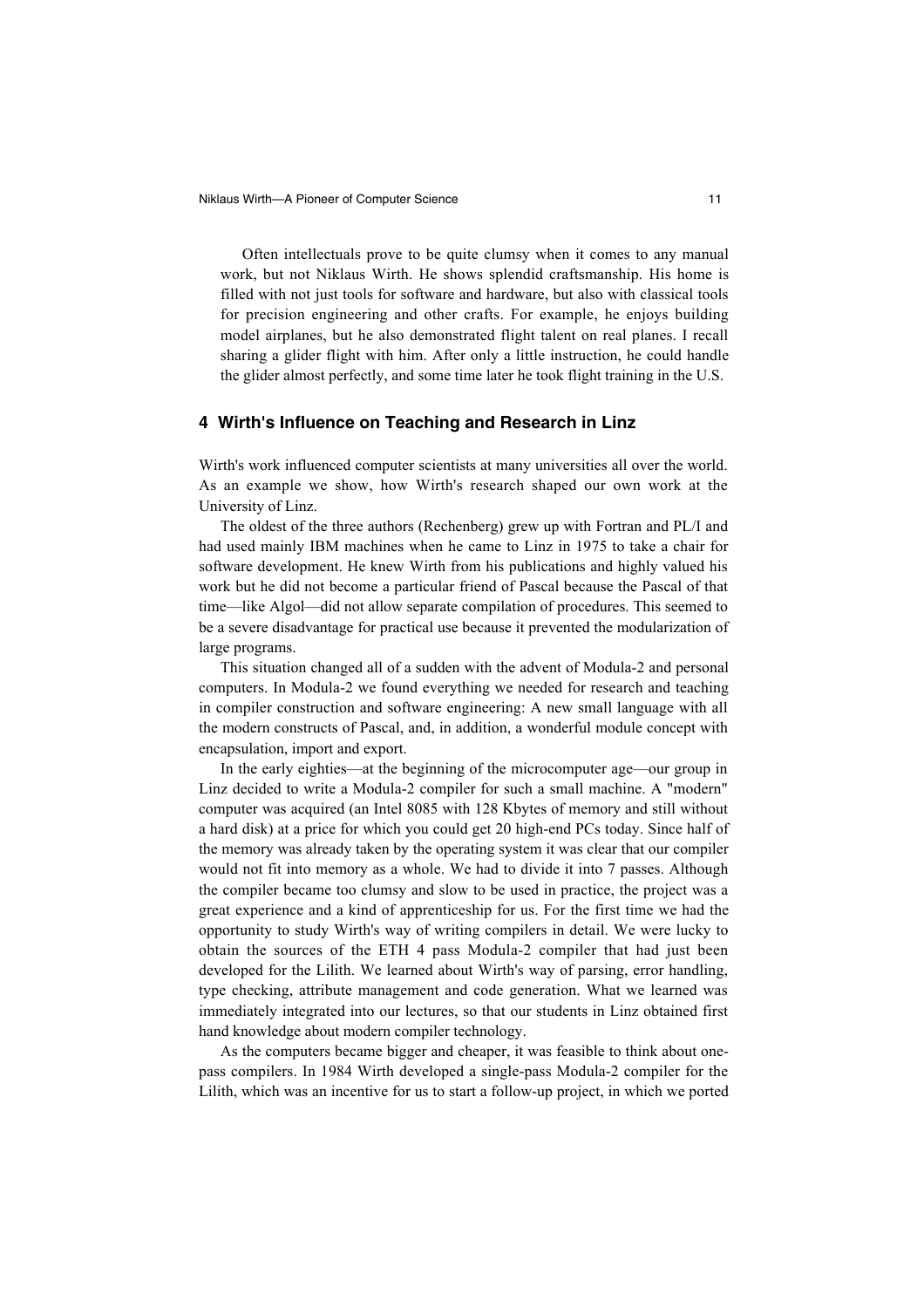Often intellectuals prove to be quite clumsy when it comes to any manual work, but not Niklaus Wirth. He shows splendid craftsmanship. His home is filled with not just tools for software and hardware, but also with classical tools for precision engineering and other crafts. For example, he enjoys building model airplanes, but he also demonstrated flight talent on real planes. I recall sharing a glider flight with him. After only a little instruction, he could handle the glider almost perfectly, and some time later he took flight training in the U.S.

## 4 Wirth's Influence on Teaching and Research in Linz

Wirth's work influenced computer scientists at many universities all over the world. As an example we show, how Wirth's research shaped our own work at the University of Linz.

The oldest of the three authors (Rechenberg) grew up with Fortran and PL/I and had used mainly IBM machines when he came to Linz in 1975 to take a chair for software development. He knew Wirth from his publications and highly valued his work but he did not become a particular friend of Pascal because the Pascal of that time—like Algol—did not allow separate compilation of procedures. This seemed to be a severe disadvantage for practical use because it prevented the modularization of large programs.

This situation changed all of a sudden with the advent of Modula-2 and personal computers. In Modula-2 we found everything we needed for research and teaching in compiler construction and software engineering: A new small language with all the modern constructs of Pascal, and, in addition, a wonderful module concept with encapsulation, import and export.

In the early eighties—at the beginning of the microcomputer age—our group in Linz decided to write a Modula-2 compiler for such a small machine. A "modern" computer was acquired (an Intel 8085 with 128 Kbytes of memory and still without a hard disk) at a price for which you could get 20 high-end PCs today. Since half of the memory was already taken by the operating system it was clear that our compiler would not fit into memory as a whole. We had to divide it into 7 passes. Although the compiler became too clumsy and slow to be used in practice, the project was a great experience and a kind of apprenticeship for us. For the first time we had the opportunity to study Wirth's way of writing compilers in detail. We were lucky to obtain the sources of the ETH 4 pass Modula-2 compiler that had just been developed for the Lilith. We learned about Wirth's way of parsing, error handling, type checking, attribute management and code generation. What we learned was immediately integrated into our lectures, so that our students in Linz obtained first hand knowledge about modern compiler technology.

As the computers became bigger and cheaper, it was feasible to think about one-pass compilers. In 1984 Wirth developed a single-pass Modula-2 compiler for the Lilith, which was an incentive for us to start a follow-up project, in which we ported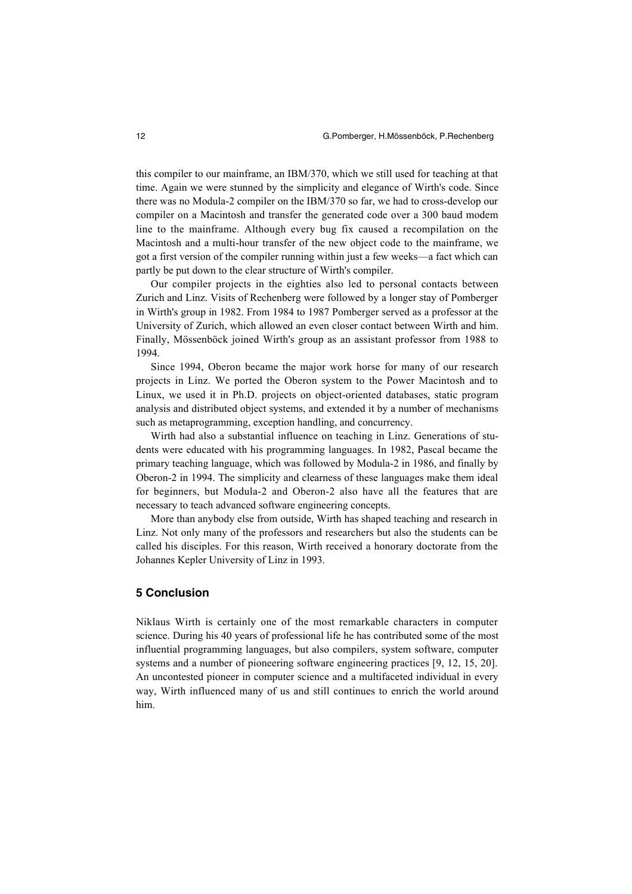this compiler to our mainframe, an IBM/370, which we still used for teaching at that time. Again we were stunned by the simplicity and elegance of Wirth's code. Since there was no Modula-2 compiler on the IBM/370 so far, we had to cross-develop our compiler on a Macintosh and transfer the generated code over a 300 baud modem line to the mainframe. Although every bug fix caused a recompilation on the Macintosh and a multi-hour transfer of the new object code to the mainframe, we got a first version of the compiler running within just a few weeks—a fact which can partly be put down to the clear structure of Wirth's compiler.

Our compiler projects in the eighties also led to personal contacts between Zurich and Linz. Visits of Rechenberg were followed by a longer stay of Pomberger in Wirth's group in 1982. From 1984 to 1987 Pomberger served as a professor at the University of Zurich, which allowed an even closer contact between Wirth and him. Finally, Mössenböck joined Wirth's group as an assistant professor from 1988 to 1994.

Since 1994, Oberon became the major work horse for many of our research projects in Linz. We ported the Oberon system to the Power Macintosh and to Linux, we used it in Ph.D. projects on object-oriented databases, static program analysis and distributed object systems, and extended it by a number of mechanisms such as metaprogramming, exception handling, and concurrency.

Wirth had also a substantial influence on teaching in Linz. Generations of students were educated with his programming languages. In 1982, Pascal became the primary teaching language, which was followed by Modula-2 in 1986, and finally by Oberon-2 in 1994. The simplicity and clearness of these languages make them ideal for beginners, but Modula-2 and Oberon-2 also have all the features that are necessary to teach advanced software engineering concepts.

More than anybody else from outside, Wirth has shaped teaching and research in Linz. Not only many of the professors and researchers but also the students can be called his disciples. For this reason, Wirth received a honorary doctorate from the Johannes Kepler University of Linz in 1993.

## 5 Conclusion

Niklaus Wirth is certainly one of the most remarkable characters in computer science. During his 40 years of professional life he has contributed some of the most influential programming languages, but also compilers, system software, computer systems and a number of pioneering software engineering practices [9, 12, 15, 20]. An uncontested pioneer in computer science and a multifaceted individual in every way, Wirth influenced many of us and still continues to enrich the world around him.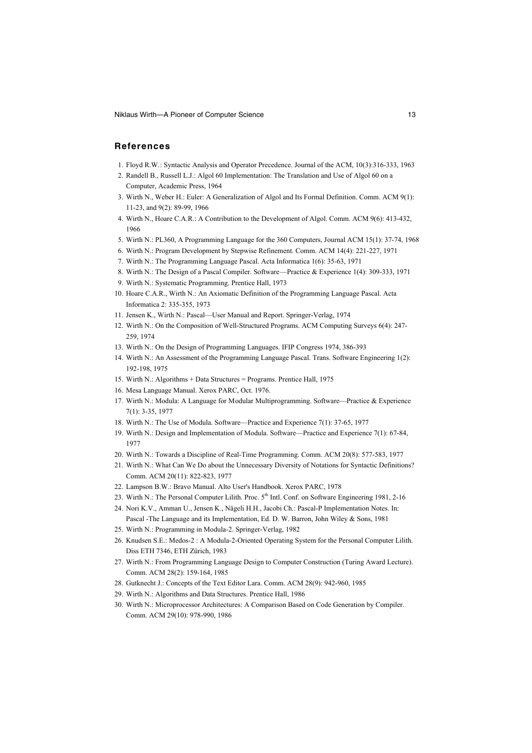## References

1. Floyd R.W.: Syntactic Analysis and Operator Precedence. Journal of the ACM, 10(3):316-333, 1963
2. Randell B., Russell L.J.: Algol 60 Implementation: The Translation and Use of Algol 60 on a Computer, Academic Press, 1964
3. Wirth N., Weber H.: Euler: A Generalization of Algol and Its Formal Definition. Comm. ACM 9(1): 11-23, and 9(2): 89-99, 1966
4. Wirth N., Hoare C.A.R.: A Contribution to the Development of Algol. Comm. ACM 9(6): 413-432, 1966
5. Wirth N.: PL360, A Programming Language for the 360 Computers, Journal ACM 15(1): 37-74, 1968
6. Wirth N.: Program Development by Stepwise Refinement. Comm. ACM 14(4): 221-227, 1971
7. Wirth N.: The Programming Language Pascal. Acta Informatica 1(6): 35-63, 1971
8. Wirth N.: The Design of a Pascal Compiler. Software—Practice & Experience 1(4): 309-333, 1971
9. Wirth N.: Systematic Programming. Prentice Hall, 1973
10. Hoare C.A.R., Wirth N.: An Axiomatic Definition of the Programming Language Pascal. Acta Informatica 2: 335-355, 1973
11. Jensen K., Wirth N.: Pascal—User Manual and Report. Springer-Verlag, 1974
12. Wirth N.: On the Composition of Well-Structured Programs. ACM Computing Surveys 6(4): 247-259, 1974
13. Wirth N.: On the Design of Programming Languages. IFIP Congress 1974, 386-393
14. Wirth N.: An Assessment of the Programming Language Pascal. Trans. Software Engineering 1(2): 192-198, 1975
15. Wirth N.: Algorithms + Data Structures = Programs. Prentice Hall, 1975
16. Mesa Language Manual. Xerox PARC, Oct. 1976.
17. Wirth N.: Modula: A Language for Modular Multiprogramming. Software—Practice & Experience 7(1): 3-35, 1977
18. Wirth N.: The Use of Modula. Software—Practice and Experience 7(1): 37-65, 1977
19. Wirth N.: Design and Implementation of Modula. Software—Practice and Experience 7(1): 67-84, 1977
20. Wirth N.: Towards a Discipline of Real-Time Programming. Comm. ACM 20(8): 577-583, 1977
21. Wirth N.: What Can We Do about the Unnecessary Diversity of Notations for Syntactic Definitions? Comm. ACM 20(11): 822-823, 1977
22. Lampson B.W.: Bravo Manual. Alto User's Handbook. Xerox PARC, 1978
23. Wirth N.: The Personal Computer Lilith. Proc. 5th Intl. Conf. on Software Engineering 1981, 2-16
24. Nori K.V., Amman U., Jensen K., Nägeli H.H., Jacobi Ch.: Pascal-P Implementation Notes. In: Pascal -The Language and its Implementation, Ed. D. W. Barron, John Wiley & Sons, 1981
25. Wirth N.: Programming in Modula-2. Springer-Verlag, 1982
26. Knudsen S.E.: Medos-2 : A Modula-2-Oriented Operating System for the Personal Computer Lilith. Diss ETH 7346, ETH Zürich, 1983
27. Wirth N.: From Programming Language Design to Computer Construction (Turing Award Lecture). Comm. ACM 28(2): 159-164, 1985
28. Gutknecht J.: Concepts of the Text Editor Lara. Comm. ACM 28(9): 942-960, 1985
29. Wirth N.: Algorithms and Data Structures. Prentice Hall, 1986
30. Wirth N.: Microprocessor Architectures: A Comparison Based on Code Generation by Compiler. Comm. ACM 29(10): 978-990, 1986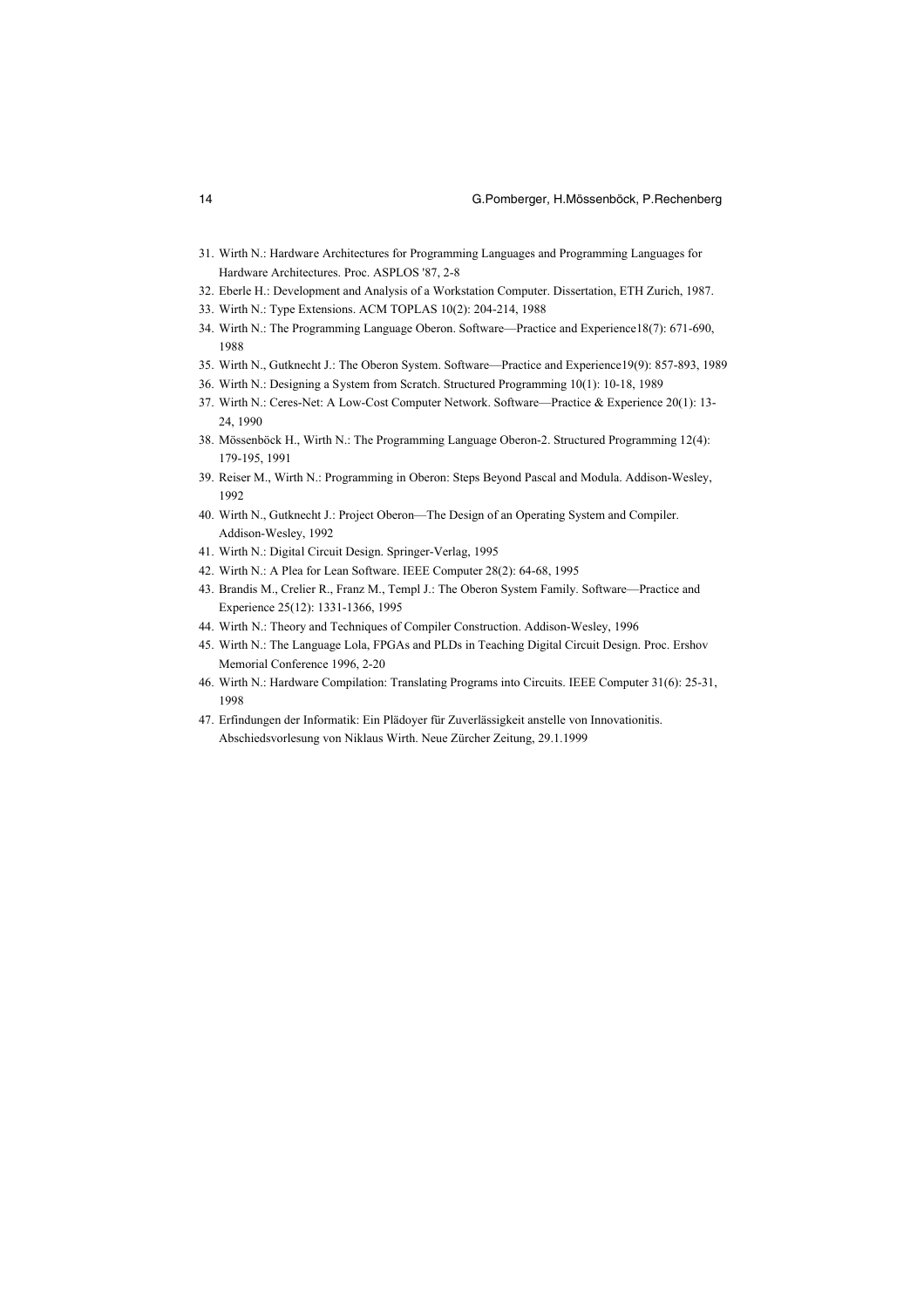31. Wirth N.: Hardware Architectures for Programming Languages and Programming Languages for Hardware Architectures. Proc. ASPLOS '87, 2-8
32. Eberle H.: Development and Analysis of a Workstation Computer. Dissertation, ETH Zurich, 1987.
33. Wirth N.: Type Extensions. ACM TOPLAS 10(2): 204-214, 1988
34. Wirth N.: The Programming Language Oberon. Software—Practice and Experience18(7): 671-690, 1988
35. Wirth N., Gutknecht J.: The Oberon System. Software—Practice and Experience19(9): 857-893, 1989
36. Wirth N.: Designing a System from Scratch. Structured Programming 10(1): 10-18, 1989
37. Wirth N.: Ceres-Net: A Low-Cost Computer Network. Software—Practice & Experience 20(1): 13-24, 1990
38. Mössenböck H., Wirth N.: The Programming Language Oberon-2. Structured Programming 12(4): 179-195, 1991
39. Reiser M., Wirth N.: Programming in Oberon: Steps Beyond Pascal and Modula. Addison-Wesley, 1992
40. Wirth N., Gutknecht J.: Project Oberon—The Design of an Operating System and Compiler. Addison-Wesley, 1992
41. Wirth N.: Digital Circuit Design. Springer-Verlag, 1995
42. Wirth N.: A Plea for Lean Software. IEEE Computer 28(2): 64-68, 1995
43. Brandis M., Crelier R., Franz M., Templ J.: The Oberon System Family. Software—Practice and Experience 25(12): 1331-1366, 1995
44. Wirth N.: Theory and Techniques of Compiler Construction. Addison-Wesley, 1996
45. Wirth N.: The Language Lola, FPGAs and PLDs in Teaching Digital Circuit Design. Proc. Ershov Memorial Conference 1996, 2-20
46. Wirth N.: Hardware Compilation: Translating Programs into Circuits. IEEE Computer 31(6): 25-31, 1998
47. Erfindungen der Informatik: Ein Plädoyer für Zuverlässigkeit anstelle von Innovationitis. Abschiedsvorlesung von Niklaus Wirth. Neue Zürcher Zeitung, 29.1.1999